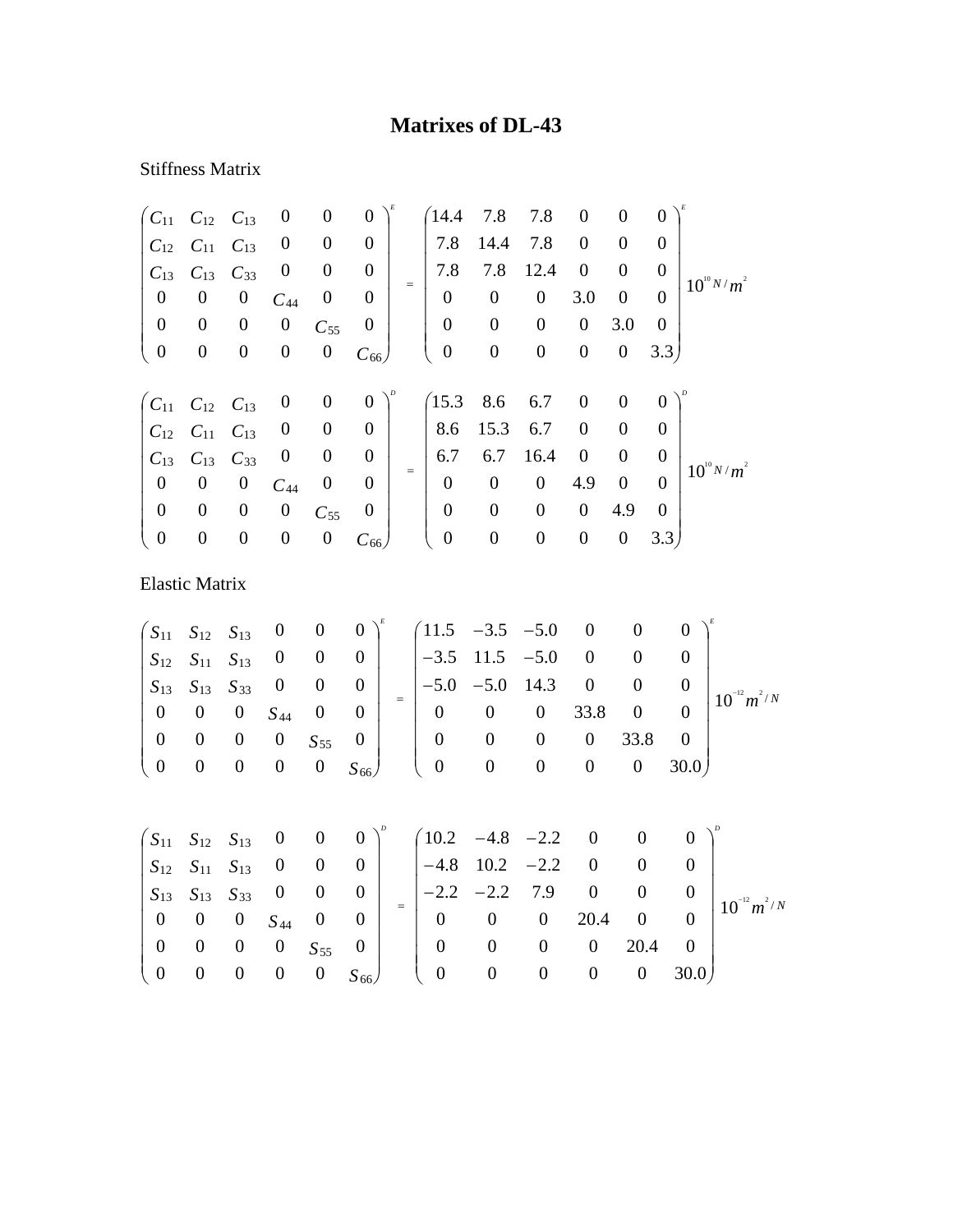# Matrixes of DL-43

Stiffness Matrix

$$
\begin{pmatrix}
C_{11} & C_{12} & C_{13} & 0 & 0 & 0 \\
C_{12} & C_{11} & C_{13} & 0 & 0 & 0 \\
C_{13} & C_{13} & C_{33} & 0 & 0 & 0 \\
0 & 0 & 0 & C_{44} & 0 & 0 \\
0 & 0 & 0 & 0 & C_{55} & 0 \\
0 & 0 & 0 & 0 & 0 & C_{66}
\end{pmatrix}^{E}
=
\begin{pmatrix}
14.4 & 7.8 & 7.8 & 0 & 0 & 0 \\
7.8 & 14.4 & 7.8 & 0 & 0 & 0 \\
7.8 & 7.8 & 12.4 & 0 & 0 & 0 \\
0 & 0 & 0 & 3.0 & 0 & 0 \\
0 & 0 & 0 & 0 & 3.0 & 0 \\
0 & 0 & 0 & 0 & 0 & 3.3
\end{pmatrix}^{E}
10^{10} N/m^{2}
$$

$$
\begin{pmatrix}
C_{11} & C_{12} & C_{13} & 0 & 0 & 0 \\
C_{12} & C_{11} & C_{13} & 0 & 0 & 0 \\
C_{13} & C_{13} & C_{33} & 0 & 0 & 0 \\
0 & 0 & 0 & C_{44} & 0 & 0 \\
0 & 0 & 0 & 0 & C_{55} & 0 \\
0 & 0 & 0 & 0 & 0 & C_{66}
\end{pmatrix}^{D}
=
\begin{pmatrix}
15.3 & 8.6 & 6.7 & 0 & 0 & 0 \\
8.6 & 15.3 & 6.7 & 0 & 0 & 0 \\
6.7 & 6.7 & 16.4 & 0 & 0 & 0 \\
0 & 0 & 0 & 4.9 & 0 & 0 \\
0 & 0 & 0 & 0 & 4.9 & 0 \\
0 & 0 & 0 & 0 & 0 & 3.3
\end{pmatrix}^{D}
10^{10} N/m^{2}
$$

Elastic Matrix

$$
\begin{pmatrix}
S_{11} & S_{12} & S_{13} & 0 & 0 & 0 \\
S_{12} & S_{11} & S_{13} & 0 & 0 & 0 \\
S_{13} & S_{13} & S_{33} & 0 & 0 & 0 \\
0 & 0 & 0 & S_{44} & 0 & 0 \\
0 & 0 & 0 & 0 & S_{55} & 0 \\
0 & 0 & 0 & 0 & 0 & S_{66}
\end{pmatrix}^{E}
=
\begin{pmatrix}
11.5 & -3.5 & -5.0 & 0 & 0 & 0 \\
-3.5 & 11.5 & -5.0 & 0 & 0 & 0 \\
-5.0 & -5.0 & 14.3 & 0 & 0 & 0 \\
0 & 0 & 0 & 33.8 & 0 & 0 \\
0 & 0 & 0 & 0 & 33.8 & 0 \\
0 & 0 & 0 & 0 & 0 & 30.0
\end{pmatrix}^{E}
10^{-12} m^{2}/N
$$

$$
\begin{pmatrix}
S_{11} & S_{12} & S_{13} & 0 & 0 & 0 \\
S_{12} & S_{11} & S_{13} & 0 & 0 & 0 \\
S_{13} & S_{13} & S_{33} & 0 & 0 & 0 \\
0 & 0 & 0 & S_{44} & 0 & 0 \\
0 & 0 & 0 & 0 & S_{55} & 0 \\
0 & 0 & 0 & 0 & 0 & S_{66}
\end{pmatrix}^{D}
=
\begin{pmatrix}
10.2 & -4.8 & -2.2 & 0 & 0 & 0 \\
-4.8 & 10.2 & -2.2 & 0 & 0 & 0 \\
-2.2 & -2.2 & 7.9 & 0 & 0 & 0 \\
0 & 0 & 0 & 20.4 & 0 & 0 \\
0 & 0 & 0 & 0 & 20.4 & 0 \\
0 & 0 & 0 & 0 & 0 & 30.0
\end{pmatrix}^{D}
10^{-12} m^{2}/N
$$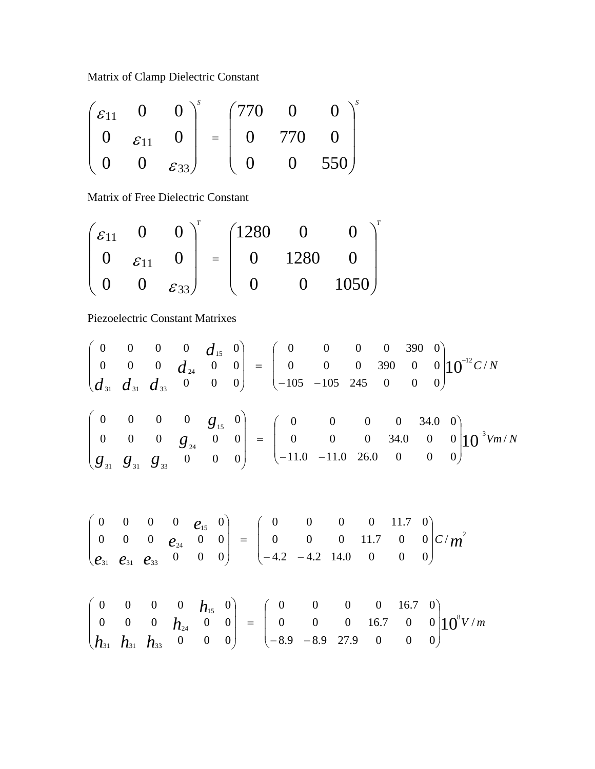Matrix of Clamp Dielectric Constant

$$\begin{pmatrix} \varepsilon_{11} & 0 & 0 \\ 0 & \varepsilon_{11} & 0 \\ 0 & 0 & \varepsilon_{33} \end{pmatrix}^S = \begin{pmatrix} 770 & 0 & 0 \\ 0 & 770 & 0 \\ 0 & 0 & 550 \end{pmatrix}^S$$

Matrix of Free Dielectric Constant

$$\begin{pmatrix} \varepsilon_{11} & 0 & 0 \\ 0 & \varepsilon_{11} & 0 \\ 0 & 0 & \varepsilon_{33} \end{pmatrix}^T = \begin{pmatrix} 1280 & 0 & 0 \\ 0 & 1280 & 0 \\ 0 & 0 & 1050 \end{pmatrix}^T$$

Piezoelectric Constant Matrixes

$$\begin{pmatrix} 0 & 0 & 0 & 0 & d_{15} & 0 \\ 0 & 0 & 0 & d_{24} & 0 & 0 \\ d_{31} & d_{31} & d_{33} & 0 & 0 & 0 \end{pmatrix} = \begin{pmatrix} 0 & 0 & 0 & 0 & 390 & 0 \\ 0 & 0 & 0 & 390 & 0 & 0 \\ -105 & -105 & 245 & 0 & 0 & 0 \end{pmatrix} 10^{-12}\, C/N$$

$$\begin{pmatrix} 0 & 0 & 0 & 0 & g_{15} & 0 \\ 0 & 0 & 0 & g_{24} & 0 & 0 \\ g_{31} & g_{31} & g_{33} & 0 & 0 & 0 \end{pmatrix} = \begin{pmatrix} 0 & 0 & 0 & 0 & 34.0 & 0 \\ 0 & 0 & 0 & 34.0 & 0 & 0 \\ -11.0 & -11.0 & 26.0 & 0 & 0 & 0 \end{pmatrix} 10^{-3}\, Vm/N$$

$$\begin{pmatrix} 0 & 0 & 0 & 0 & e_{15} & 0 \\ 0 & 0 & 0 & e_{24} & 0 & 0 \\ e_{31} & e_{31} & e_{33} & 0 & 0 & 0 \end{pmatrix} = \begin{pmatrix} 0 & 0 & 0 & 0 & 11.7 & 0 \\ 0 & 0 & 0 & 11.7 & 0 & 0 \\ -4.2 & -4.2 & 14.0 & 0 & 0 & 0 \end{pmatrix} C/m^2$$

$$\begin{pmatrix} 0 & 0 & 0 & 0 & h_{15} & 0 \\ 0 & 0 & 0 & h_{24} & 0 & 0 \\ h_{31} & h_{31} & h_{33} & 0 & 0 & 0 \end{pmatrix} = \begin{pmatrix} 0 & 0 & 0 & 0 & 16.7 & 0 \\ 0 & 0 & 0 & 16.7 & 0 & 0 \\ -8.9 & -8.9 & 27.9 & 0 & 0 & 0 \end{pmatrix} 10^{8}\, V/m$$